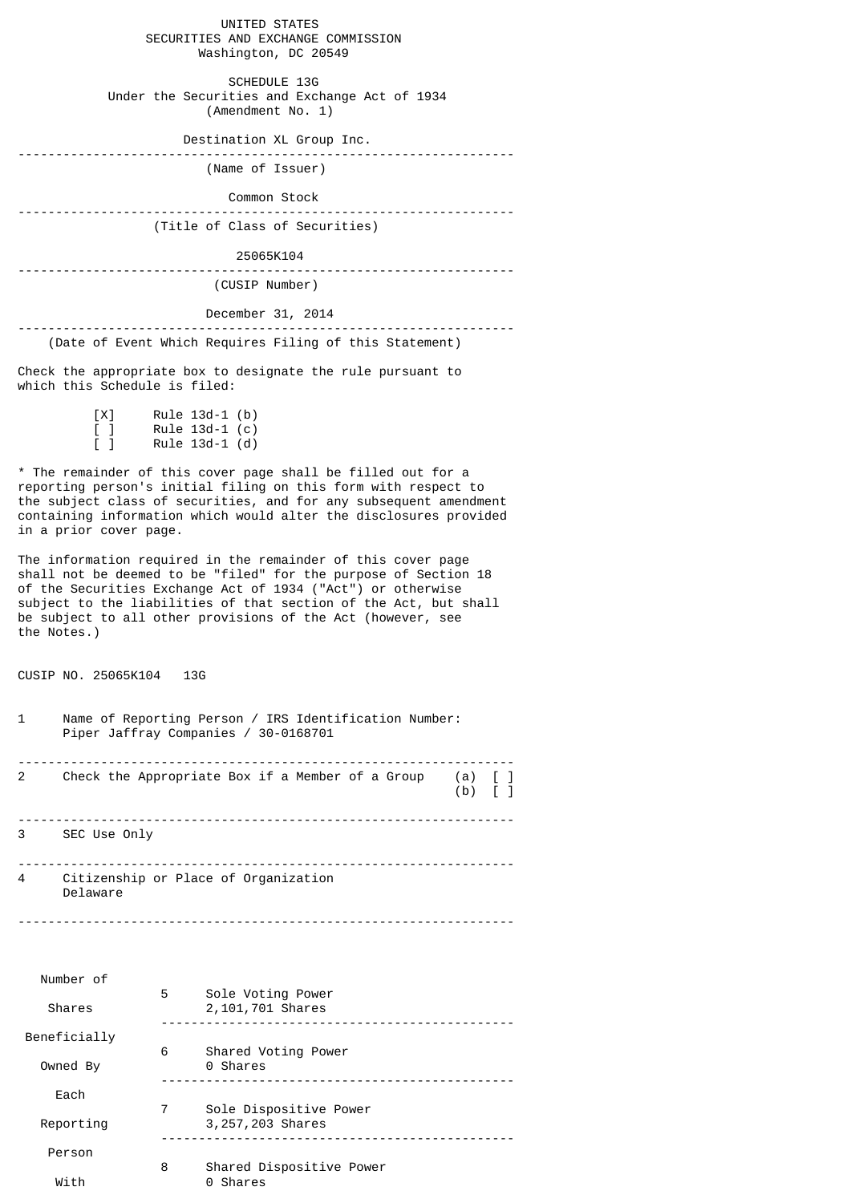UNITED STATES
SECURITIES AND EXCHANGE COMMISSION
Washington, DC 20549

SCHEDULE 13G
Under the Securities and Exchange Act of 1934
(Amendment No. 1)

Destination XL Group Inc.

---

(Name of Issuer)

Common Stock

---

(Title of Class of Securities)

25065K104

---

(CUSIP Number)

December 31, 2014

---

(Date of Event Which Requires Filing of this Statement)

Check the appropriate box to designate the rule pursuant to which this Schedule is filed:

[X] Rule 13d-1 (b)
[ ] Rule 13d-1 (c)
[ ] Rule 13d-1 (d)

* The remainder of this cover page shall be filled out for a reporting person's initial filing on this form with respect to the subject class of securities, and for any subsequent amendment containing information which would alter the disclosures provided in a prior cover page.

The information required in the remainder of this cover page shall not be deemed to be "filed" for the purpose of Section 18 of the Securities Exchange Act of 1934 ("Act") or otherwise subject to the liabilities of that section of the Act, but shall be subject to all other provisions of the Act (however, see the Notes.)

CUSIP NO. 25065K104 13G

1 Name of Reporting Person / IRS Identification Number:
Piper Jaffray Companies / 30-0168701

---

2 Check the Appropriate Box if a Member of a Group (a) [ ]
(b) [ ]

---

3 SEC Use Only

---

4 Citizenship or Place of Organization
Delaware

---

| Number of Shares Beneficially Owned By Each Reporting Person With | | |
|---|---|---|
| | 5 | Sole Voting Power<br>2,101,701 Shares |
| | 6 | Shared Voting Power<br>0 Shares |
| | 7 | Sole Dispositive Power<br>3,257,203 Shares |
| | 8 | Shared Dispositive Power<br>0 Shares |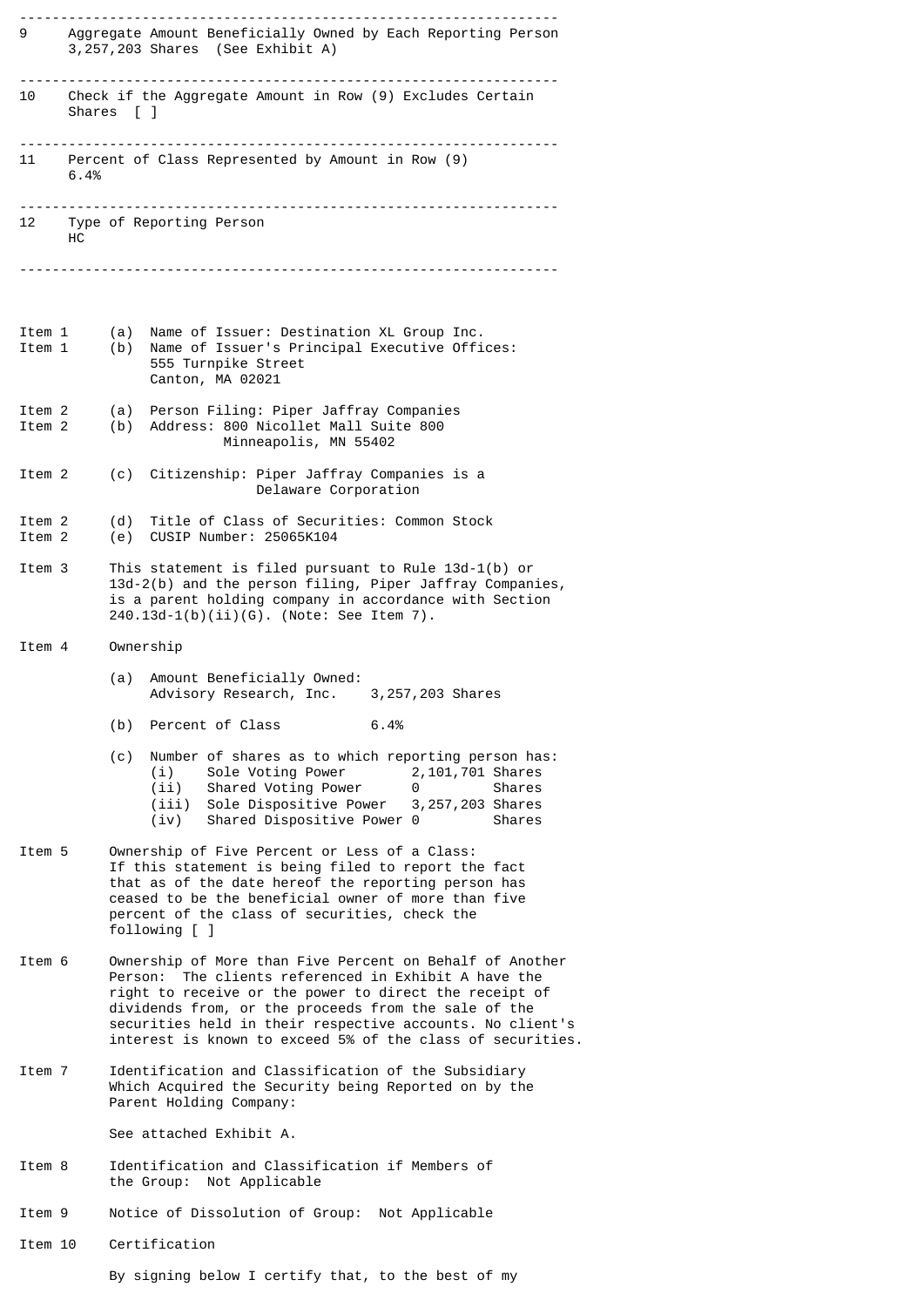| | |
|---|---|
| 9 | Aggregate Amount Beneficially Owned by Each Reporting Person<br>3,257,203 Shares (See Exhibit A) |
| 10 | Check if the Aggregate Amount in Row (9) Excludes Certain Shares [ ] |
| 11 | Percent of Class Represented by Amount in Row (9)<br>6.4% |
| 12 | Type of Reporting Person<br>HC |

Item 1 (a) Name of Issuer: Destination XL Group Inc.

Item 1 (b) Name of Issuer's Principal Executive Offices:
555 Turnpike Street
Canton, MA 02021

Item 2 (a) Person Filing: Piper Jaffray Companies

Item 2 (b) Address: 800 Nicollet Mall Suite 800
Minneapolis, MN 55402

Item 2 (c) Citizenship: Piper Jaffray Companies is a Delaware Corporation

Item 2 (d) Title of Class of Securities: Common Stock

Item 2 (e) CUSIP Number: 25065K104

Item 3 This statement is filed pursuant to Rule 13d-1(b) or 13d-2(b) and the person filing, Piper Jaffray Companies, is a parent holding company in accordance with Section 240.13d-1(b)(ii)(G). (Note: See Item 7).

Item 4 Ownership

(a) Amount Beneficially Owned:
Advisory Research, Inc. 3,257,203 Shares

(b) Percent of Class 6.4%

(c) Number of shares as to which reporting person has:

| | | |
|---|---|---|
| (i) | Sole Voting Power | 2,101,701 Shares |
| (ii) | Shared Voting Power | 0 Shares |
| (iii) | Sole Dispositive Power | 3,257,203 Shares |
| (iv) | Shared Dispositive Power | 0 Shares |

Item 5 Ownership of Five Percent or Less of a Class:
If this statement is being filed to report the fact that as of the date hereof the reporting person has ceased to be the beneficial owner of more than five percent of the class of securities, check the following [ ]

Item 6 Ownership of More than Five Percent on Behalf of Another Person: The clients referenced in Exhibit A have the right to receive or the power to direct the receipt of dividends from, or the proceeds from the sale of the securities held in their respective accounts. No client's interest is known to exceed 5% of the class of securities.

Item 7 Identification and Classification of the Subsidiary Which Acquired the Security being Reported on by the Parent Holding Company:

See attached Exhibit A.

Item 8 Identification and Classification if Members of the Group: Not Applicable

Item 9 Notice of Dissolution of Group: Not Applicable

Item 10 Certification

By signing below I certify that, to the best of my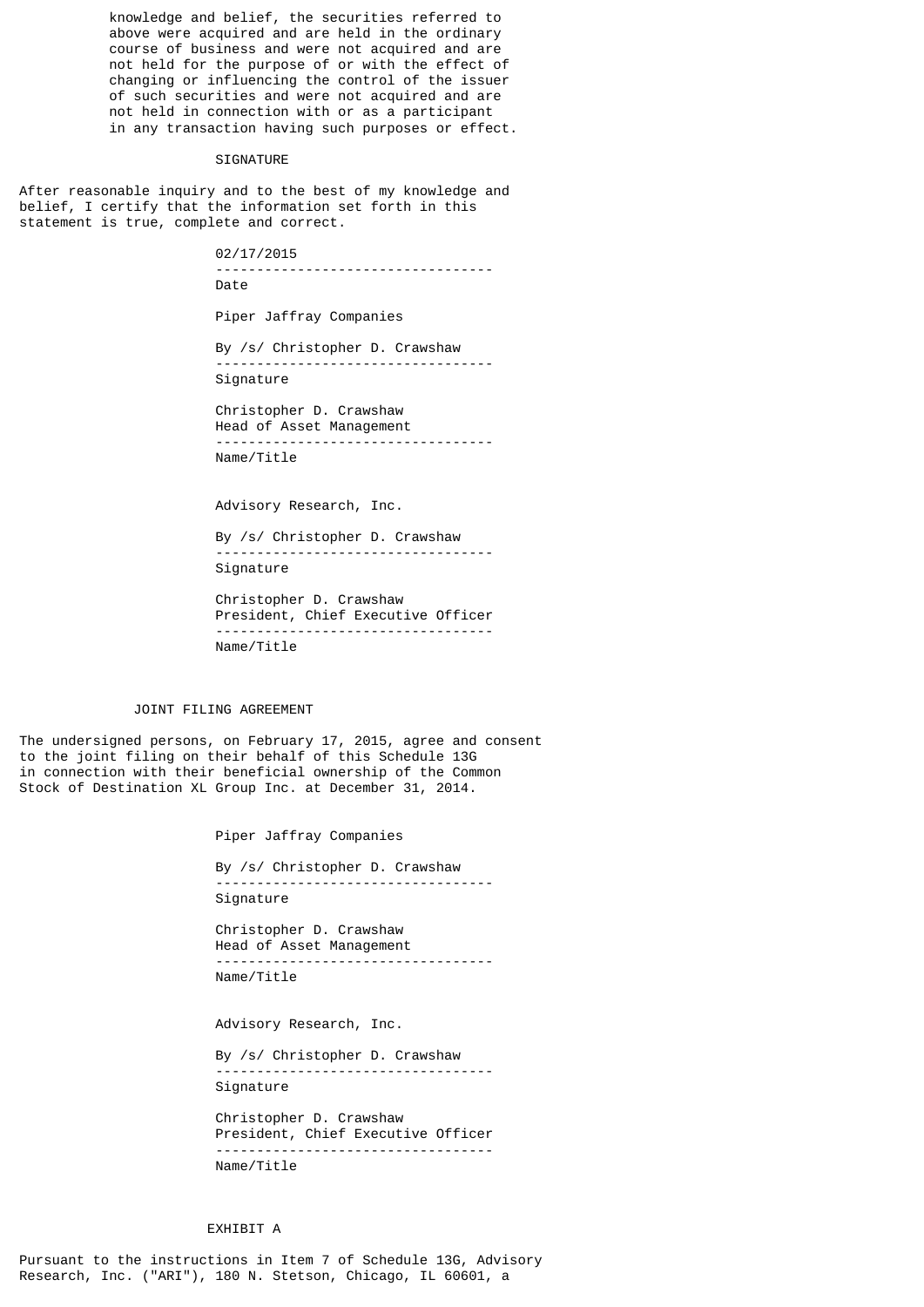knowledge and belief, the securities referred to above were acquired and are held in the ordinary course of business and were not acquired and are not held for the purpose of or with the effect of changing or influencing the control of the issuer of such securities and were not acquired and are not held in connection with or as a participant in any transaction having such purposes or effect.

SIGNATURE

After reasonable inquiry and to the best of my knowledge and belief, I certify that the information set forth in this statement is true, complete and correct.

02/17/2015
---------------------------------
Date

Piper Jaffray Companies

By /s/ Christopher D. Crawshaw
---------------------------------
Signature

Christopher D. Crawshaw
Head of Asset Management
---------------------------------
Name/Title

Advisory Research, Inc.

By /s/ Christopher D. Crawshaw
---------------------------------
Signature

Christopher D. Crawshaw
President, Chief Executive Officer
---------------------------------
Name/Title

JOINT FILING AGREEMENT

The undersigned persons, on February 17, 2015, agree and consent to the joint filing on their behalf of this Schedule 13G in connection with their beneficial ownership of the Common Stock of Destination XL Group Inc. at December 31, 2014.

Piper Jaffray Companies

By /s/ Christopher D. Crawshaw
---------------------------------
Signature

Christopher D. Crawshaw
Head of Asset Management
---------------------------------
Name/Title

Advisory Research, Inc.

By /s/ Christopher D. Crawshaw
---------------------------------
Signature

Christopher D. Crawshaw
President, Chief Executive Officer
---------------------------------
Name/Title

EXHIBIT A

Pursuant to the instructions in Item 7 of Schedule 13G, Advisory Research, Inc. ("ARI"), 180 N. Stetson, Chicago, IL 60601, a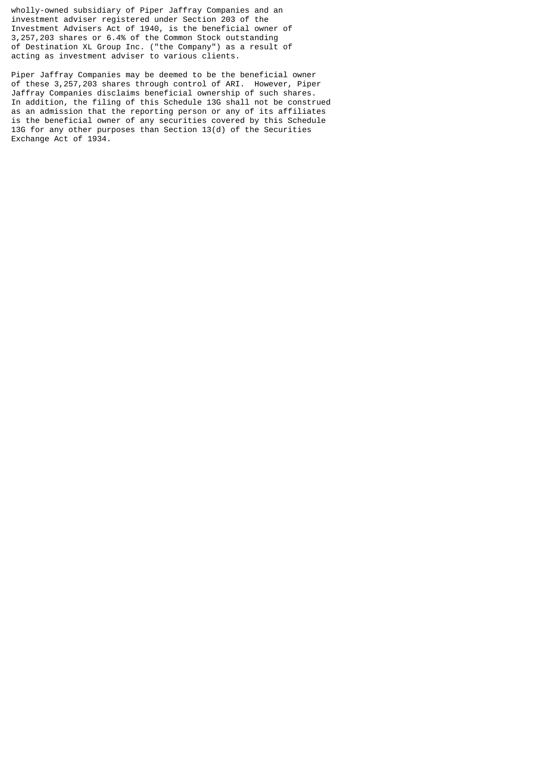wholly-owned subsidiary of Piper Jaffray Companies and an investment adviser registered under Section 203 of the Investment Advisers Act of 1940, is the beneficial owner of 3,257,203 shares or 6.4% of the Common Stock outstanding of Destination XL Group Inc. ("the Company") as a result of acting as investment adviser to various clients.

Piper Jaffray Companies may be deemed to be the beneficial owner of these 3,257,203 shares through control of ARI. However, Piper Jaffray Companies disclaims beneficial ownership of such shares. In addition, the filing of this Schedule 13G shall not be construed as an admission that the reporting person or any of its affiliates is the beneficial owner of any securities covered by this Schedule 13G for any other purposes than Section 13(d) of the Securities Exchange Act of 1934.